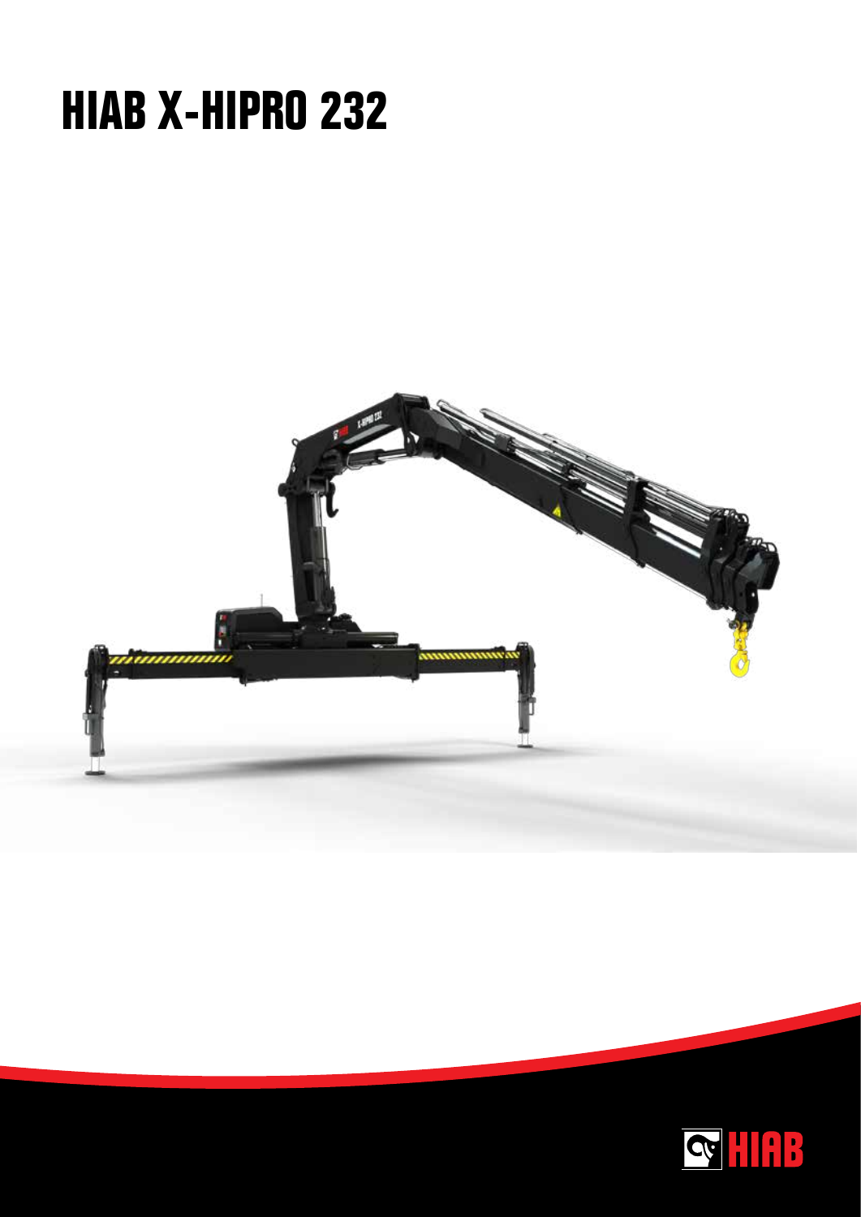# HIAB X-HIPRO 232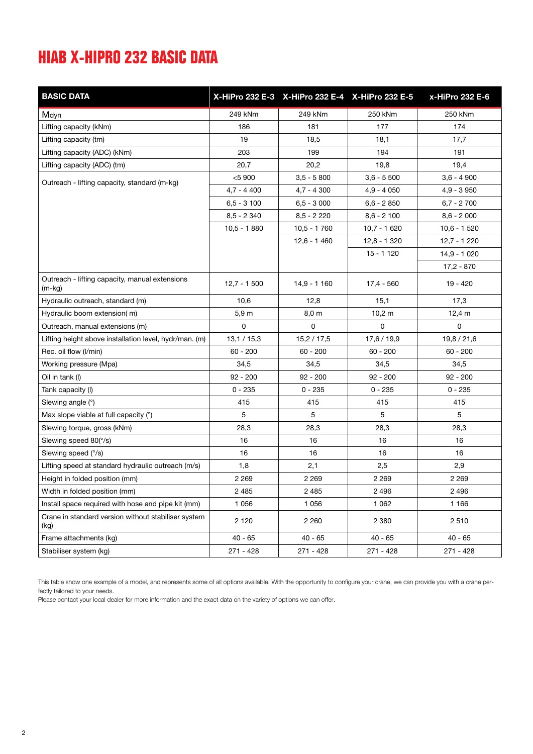# HIAB X-HIPRO 232 BASIC DATA

| BASIC DATA | X-HiPro 232 E-3 | X-HiPro 232 E-4 | X-HiPro 232 E-5 | x-HiPro 232 E-6 |
|---|---|---|---|---|
| Mdyn | 249 kNm | 249 kNm | 250 kNm | 250 kNm |
| Lifting capacity (kNm) | 186 | 181 | 177 | 174 |
| Lifting capacity (tm) | 19 | 18,5 | 18,1 | 17,7 |
| Lifting capacity (ADC) (kNm) | 203 | 199 | 194 | 191 |
| Lifting capacity (ADC) (tm) | 20,7 | 20,2 | 19,8 | 19,4 |
| Outreach - lifting capacity, standard (m-kg) | <5 900 | 3,5 - 5 800 | 3,6 - 5 500 | 3,6 - 4 900 |
| | 4,7 - 4 400 | 4,7 - 4 300 | 4,9 - 4 050 | 4,9 - 3 950 |
| | 6,5 - 3 100 | 6,5 - 3 000 | 6,6 - 2 850 | 6,7 - 2 700 |
| | 8,5 - 2 340 | 8,5 - 2 220 | 8,6 - 2 100 | 8,6 - 2 000 |
| | 10,5 - 1 880 | 10,5 - 1 760 | 10,7 - 1 620 | 10,6 - 1 520 |
| | | 12,6 - 1 460 | 12,8 - 1 320 | 12,7 - 1 220 |
| | | | 15 - 1 120 | 14,9 - 1 020 |
| | | | | 17,2 - 870 |
| Outreach - lifting capacity, manual extensions (m-kg) | 12,7 - 1 500 | 14,9 - 1 160 | 17,4 - 560 | 19 - 420 |
| Hydraulic outreach, standard (m) | 10,6 | 12,8 | 15,1 | 17,3 |
| Hydraulic boom extension( m) | 5,9 m | 8,0 m | 10,2 m | 12,4 m |
| Outreach, manual extensions (m) | 0 | 0 | 0 | 0 |
| Lifting height above installation level, hydr/man. (m) | 13,1 / 15,3 | 15,2 / 17,5 | 17,6 / 19,9 | 19,8 / 21,6 |
| Rec. oil flow (l/min) | 60 - 200 | 60 - 200 | 60 - 200 | 60 - 200 |
| Working pressure (Mpa) | 34,5 | 34,5 | 34,5 | 34,5 |
| Oil in tank (l) | 92 - 200 | 92 - 200 | 92 - 200 | 92 - 200 |
| Tank capacity (l) | 0 - 235 | 0 - 235 | 0 - 235 | 0 - 235 |
| Slewing angle (°) | 415 | 415 | 415 | 415 |
| Max slope viable at full capacity (°) | 5 | 5 | 5 | 5 |
| Slewing torque, gross (kNm) | 28,3 | 28,3 | 28,3 | 28,3 |
| Slewing speed 80(°/s) | 16 | 16 | 16 | 16 |
| Slewing speed (°/s) | 16 | 16 | 16 | 16 |
| Lifting speed at standard hydraulic outreach (m/s) | 1,8 | 2,1 | 2,5 | 2,9 |
| Height in folded position (mm) | 2 269 | 2 269 | 2 269 | 2 269 |
| Width in folded position (mm) | 2 485 | 2 485 | 2 496 | 2 496 |
| Install space required with hose and pipe kit (mm) | 1 056 | 1 056 | 1 062 | 1 166 |
| Crane in standard version without stabiliser system (kg) | 2 120 | 2 260 | 2 380 | 2 510 |
| Frame attachments (kg) | 40 - 65 | 40 - 65 | 40 - 65 | 40 - 65 |
| Stabiliser system (kg) | 271 - 428 | 271 - 428 | 271 - 428 | 271 - 428 |

This table show one example of a model, and represents some of all options available. With the opportunity to configure your crane, we can provide you with a crane perfectly tailored to your needs.
Please contact your local dealer for more information and the exact data on the variety of options we can offer.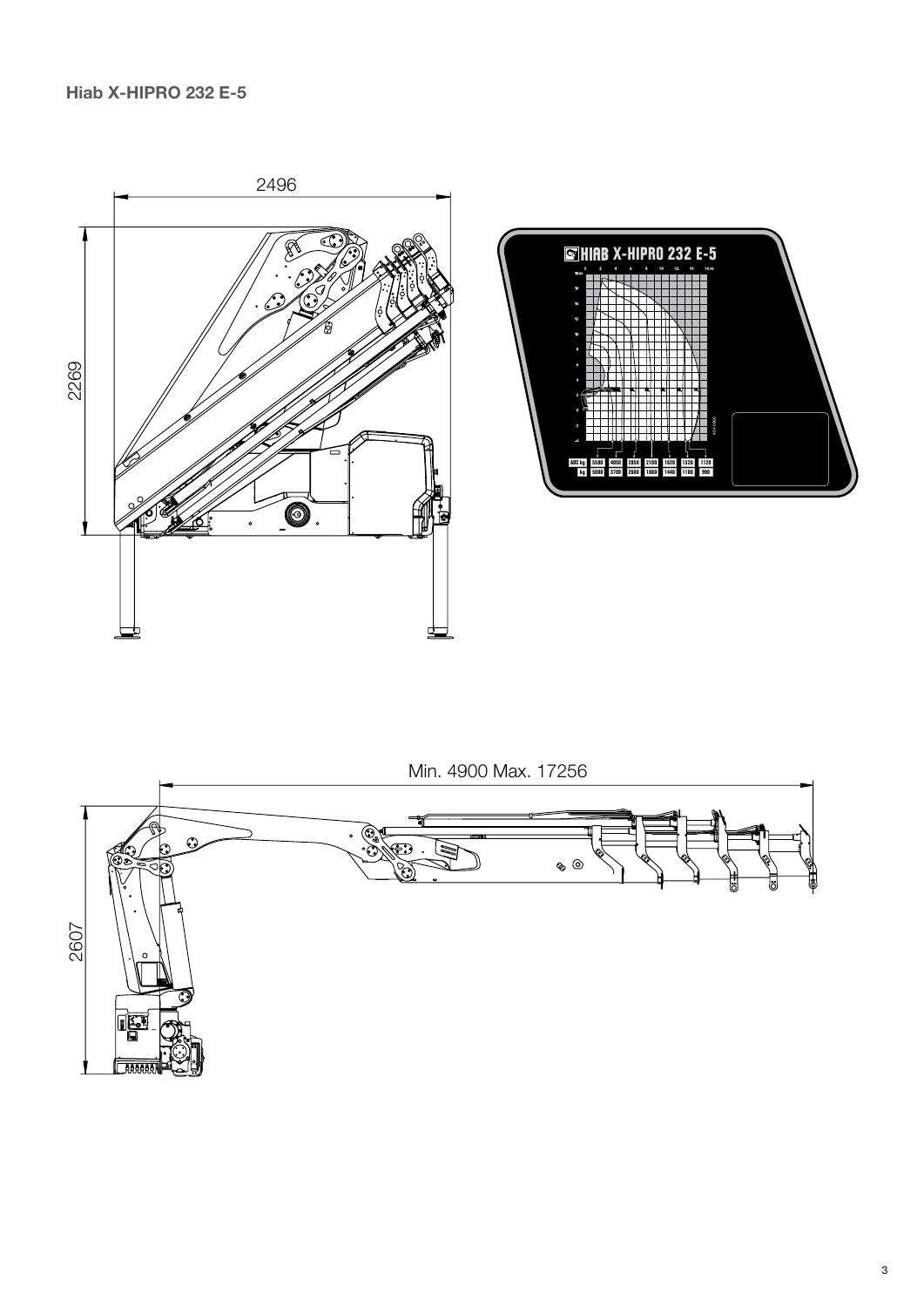**Hiab X-HIPRO 232 E-5**

2496

2269

HIAB X-HIPRO 232 E-5

| ADC kg | 5500 | 4050 | 2850 | 2100 | 1620 | 1320 | 1120 |
|---|---|---|---|---|---|---|---|
| kg | 5000 | 3700 | 2600 | 1880 | 1440 | 1180 | 990 |

Min. 4900 Max. 17256

2607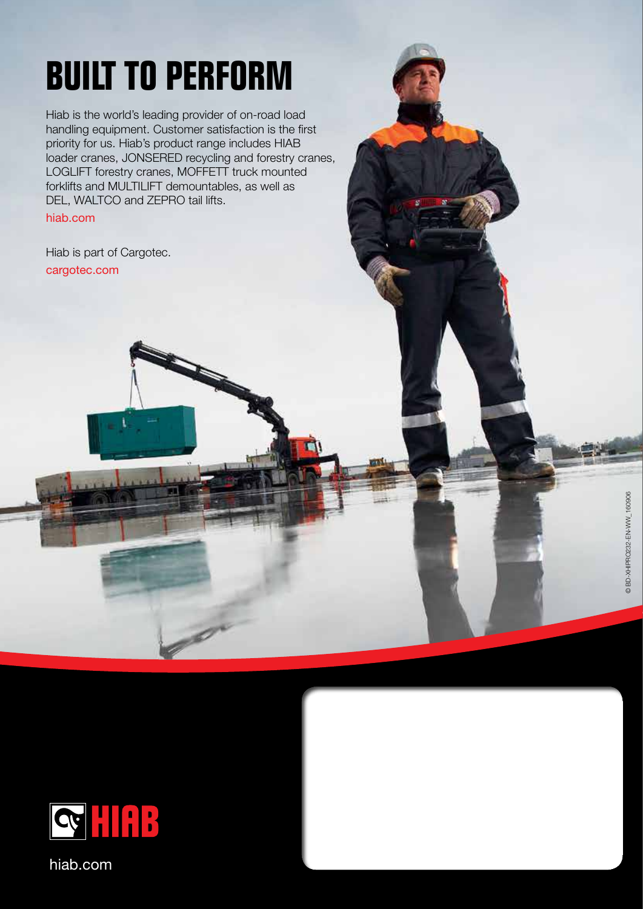# BUILT TO PERFORM

Hiab is the world's leading provider of on-road load handling equipment. Customer satisfaction is the first priority for us. Hiab's product range includes HIAB loader cranes, JONSERED recycling and forestry cranes, LOGLIFT forestry cranes, MOFFETT truck mounted forklifts and MULTILIFT demountables, as well as DEL, WALTCO and ZEPRO tail lifts.

hiab.com

Hiab is part of Cargotec.

cargotec.com

© BD-XHIPRO232-EN-WW_160906

HIAB

hiab.com